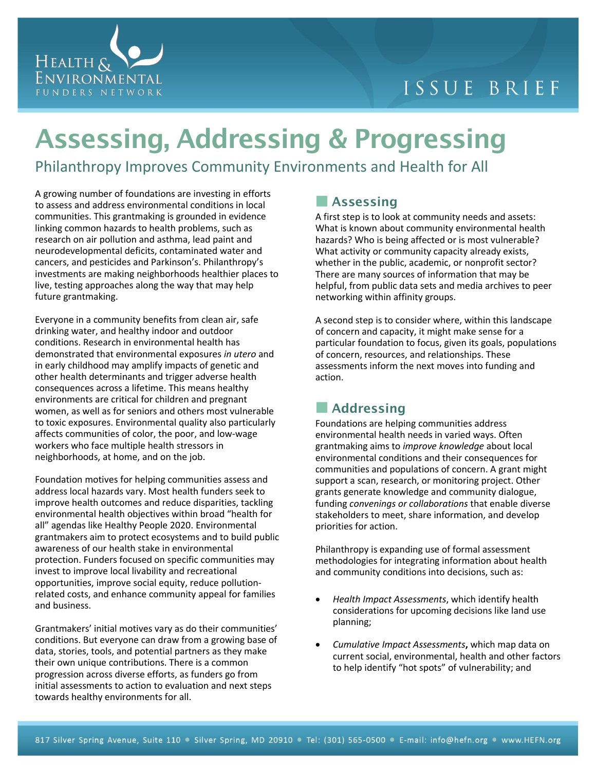ISSUE BRIEF

# Assessing, Addressing & Progressing

## Philanthropy Improves Community Environments and Health for All

A growing number of foundations are investing in efforts to assess and address environmental conditions in local communities. This grantmaking is grounded in evidence linking common hazards to health problems, such as research on air pollution and asthma, lead paint and neurodevelopmental deficits, contaminated water and cancers, and pesticides and Parkinson's. Philanthropy's investments are making neighborhoods healthier places to live, testing approaches along the way that may help future grantmaking.

Everyone in a community benefits from clean air, safe drinking water, and healthy indoor and outdoor conditions. Research in environmental health has demonstrated that environmental exposures *in utero* and in early childhood may amplify impacts of genetic and other health determinants and trigger adverse health consequences across a lifetime. This means healthy environments are critical for children and pregnant women, as well as for seniors and others most vulnerable to toxic exposures. Environmental quality also particularly affects communities of color, the poor, and low-wage workers who face multiple health stressors in neighborhoods, at home, and on the job.

Foundation motives for helping communities assess and address local hazards vary. Most health funders seek to improve health outcomes and reduce disparities, tackling environmental health objectives within broad "health for all" agendas like Healthy People 2020. Environmental grantmakers aim to protect ecosystems and to build public awareness of our health stake in environmental protection. Funders focused on specific communities may invest to improve local livability and recreational opportunities, improve social equity, reduce pollution-related costs, and enhance community appeal for families and business.

Grantmakers' initial motives vary as do their communities' conditions. But everyone can draw from a growing base of data, stories, tools, and potential partners as they make their own unique contributions. There is a common progression across diverse efforts, as funders go from initial assessments to action to evaluation and next steps towards healthy environments for all.

### Assessing

A first step is to look at community needs and assets: What is known about community environmental health hazards? Who is being affected or is most vulnerable? What activity or community capacity already exists, whether in the public, academic, or nonprofit sector? There are many sources of information that may be helpful, from public data sets and media archives to peer networking within affinity groups.

A second step is to consider where, within this landscape of concern and capacity, it might make sense for a particular foundation to focus, given its goals, populations of concern, resources, and relationships. These assessments inform the next moves into funding and action.

### Addressing

Foundations are helping communities address environmental health needs in varied ways. Often grantmaking aims to *improve knowledge* about local environmental conditions and their consequences for communities and populations of concern. A grant might support a scan, research, or monitoring project. Other grants generate knowledge and community dialogue, funding *convenings or collaborations* that enable diverse stakeholders to meet, share information, and develop priorities for action.

Philanthropy is expanding use of formal assessment methodologies for integrating information about health and community conditions into decisions, such as:

- *Health Impact Assessments*, which identify health considerations for upcoming decisions like land use planning;
- *Cumulative Impact Assessments*, which map data on current social, environmental, health and other factors to help identify "hot spots" of vulnerability; and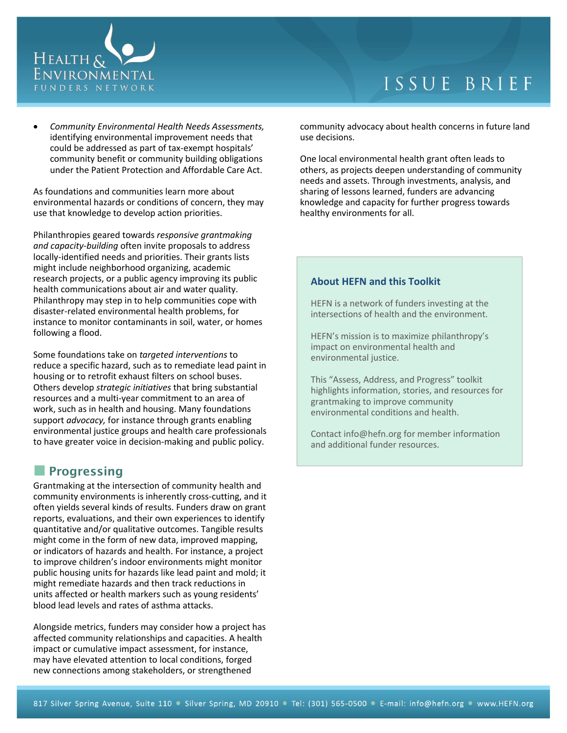- *Community Environmental Health Needs Assessments,* identifying environmental improvement needs that could be addressed as part of tax-exempt hospitals' community benefit or community building obligations under the Patient Protection and Affordable Care Act.

As foundations and communities learn more about environmental hazards or conditions of concern, they may use that knowledge to develop action priorities.

Philanthropies geared towards *responsive grantmaking and capacity-building* often invite proposals to address locally-identified needs and priorities. Their grants lists might include neighborhood organizing, academic research projects, or a public agency improving its public health communications about air and water quality. Philanthropy may step in to help communities cope with disaster-related environmental health problems, for instance to monitor contaminants in soil, water, or homes following a flood.

Some foundations take on *targeted interventions* to reduce a specific hazard, such as to remediate lead paint in housing or to retrofit exhaust filters on school buses. Others develop *strategic initiatives* that bring substantial resources and a multi-year commitment to an area of work, such as in health and housing. Many foundations support *advocacy,* for instance through grants enabling environmental justice groups and health care professionals to have greater voice in decision-making and public policy.

## Progressing

Grantmaking at the intersection of community health and community environments is inherently cross-cutting, and it often yields several kinds of results. Funders draw on grant reports, evaluations, and their own experiences to identify quantitative and/or qualitative outcomes. Tangible results might come in the form of new data, improved mapping, or indicators of hazards and health. For instance, a project to improve children's indoor environments might monitor public housing units for hazards like lead paint and mold; it might remediate hazards and then track reductions in units affected or health markers such as young residents' blood lead levels and rates of asthma attacks.

Alongside metrics, funders may consider how a project has affected community relationships and capacities. A health impact or cumulative impact assessment, for instance, may have elevated attention to local conditions, forged new connections among stakeholders, or strengthened community advocacy about health concerns in future land use decisions.

One local environmental health grant often leads to others, as projects deepen understanding of community needs and assets. Through investments, analysis, and sharing of lessons learned, funders are advancing knowledge and capacity for further progress towards healthy environments for all.

### About HEFN and this Toolkit

HEFN is a network of funders investing at the intersections of health and the environment.

HEFN's mission is to maximize philanthropy's impact on environmental health and environmental justice.

This "Assess, Address, and Progress" toolkit highlights information, stories, and resources for grantmaking to improve community environmental conditions and health.

Contact info@hefn.org for member information and additional funder resources.